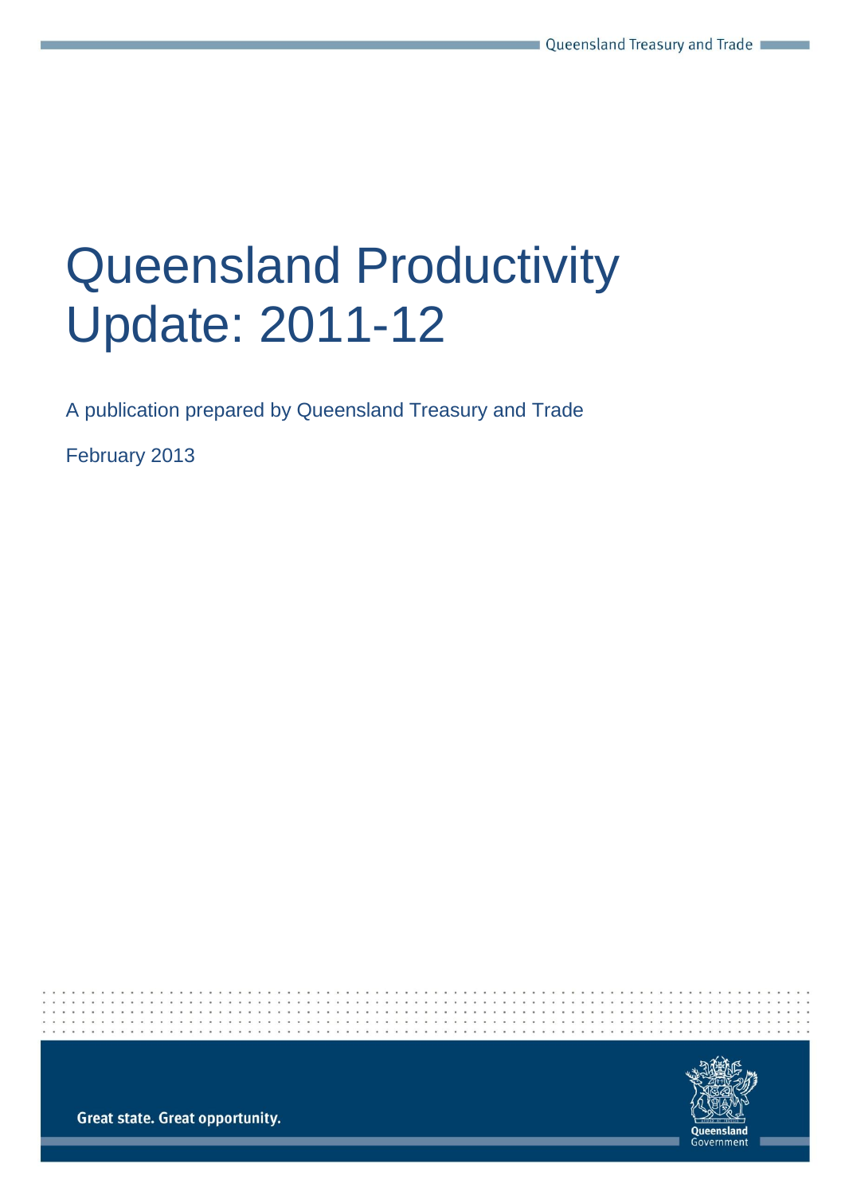# Queensland Productivity Update: 2011-12

A publication prepared by Queensland Treasury and Trade

February 2013

Great state. Great opportunity.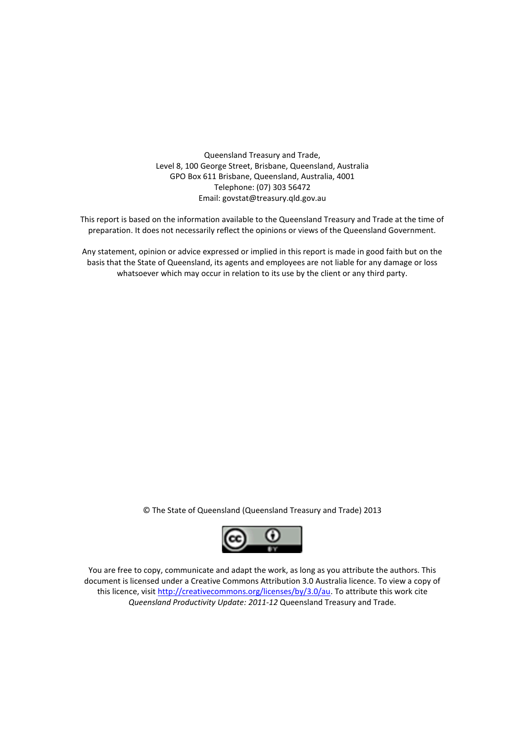Queensland Treasury and Trade,
Level 8, 100 George Street, Brisbane, Queensland, Australia
GPO Box 611 Brisbane, Queensland, Australia, 4001
Telephone: (07) 303 56472
Email: govstat@treasury.qld.gov.au

This report is based on the information available to the Queensland Treasury and Trade at the time of preparation. It does not necessarily reflect the opinions or views of the Queensland Government.

Any statement, opinion or advice expressed or implied in this report is made in good faith but on the basis that the State of Queensland, its agents and employees are not liable for any damage or loss whatsoever which may occur in relation to its use by the client or any third party.

© The State of Queensland (Queensland Treasury and Trade) 2013

You are free to copy, communicate and adapt the work, as long as you attribute the authors. This document is licensed under a Creative Commons Attribution 3.0 Australia licence. To view a copy of this licence, visit http://creativecommons.org/licenses/by/3.0/au. To attribute this work cite *Queensland Productivity Update: 2011-12* Queensland Treasury and Trade.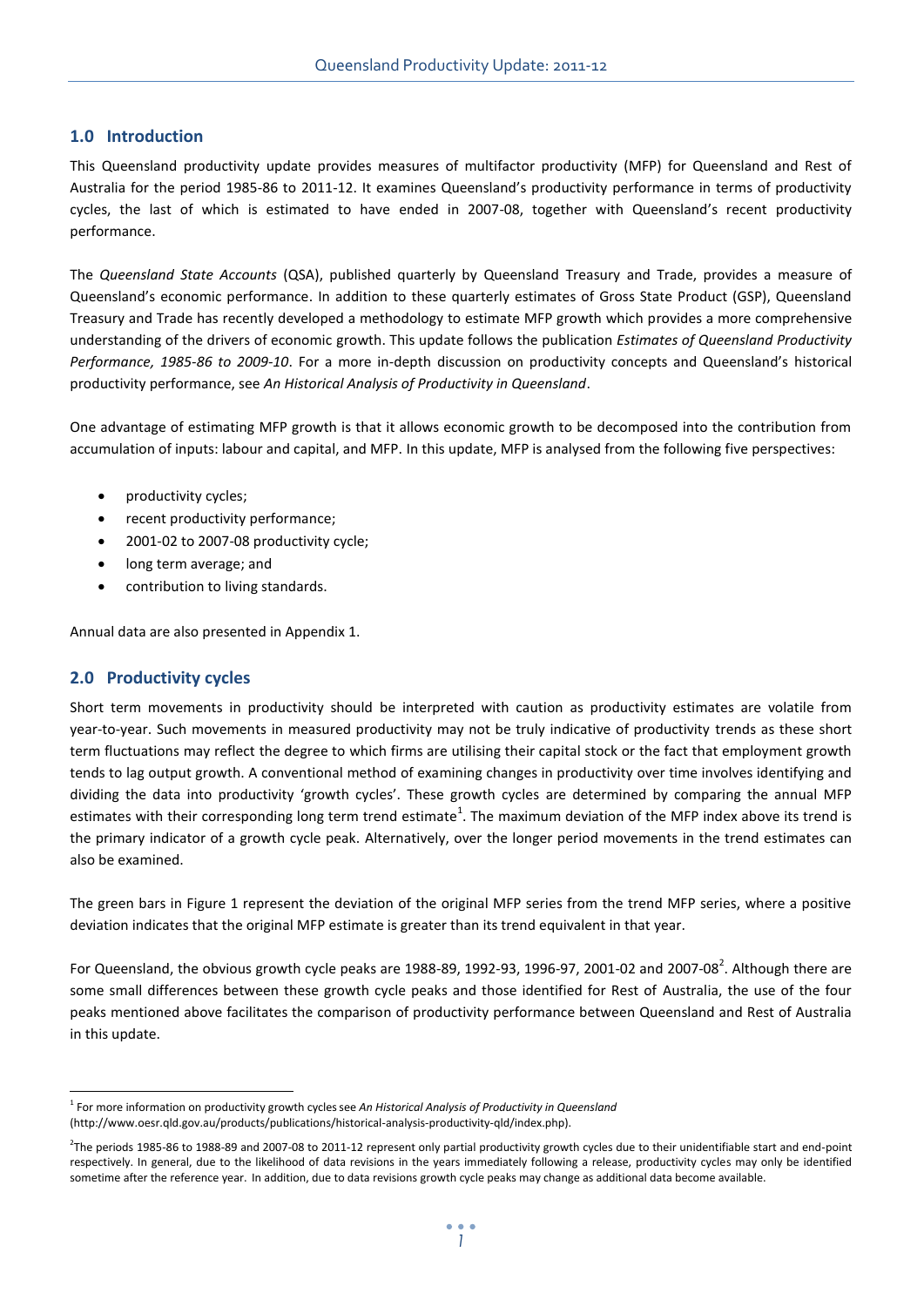## 1.0 Introduction

This Queensland productivity update provides measures of multifactor productivity (MFP) for Queensland and Rest of Australia for the period 1985-86 to 2011-12. It examines Queensland's productivity performance in terms of productivity cycles, the last of which is estimated to have ended in 2007-08, together with Queensland's recent productivity performance.

The *Queensland State Accounts* (QSA), published quarterly by Queensland Treasury and Trade, provides a measure of Queensland's economic performance. In addition to these quarterly estimates of Gross State Product (GSP), Queensland Treasury and Trade has recently developed a methodology to estimate MFP growth which provides a more comprehensive understanding of the drivers of economic growth. This update follows the publication *Estimates of Queensland Productivity Performance, 1985-86 to 2009-10*. For a more in-depth discussion on productivity concepts and Queensland's historical productivity performance, see *An Historical Analysis of Productivity in Queensland*.

One advantage of estimating MFP growth is that it allows economic growth to be decomposed into the contribution from accumulation of inputs: labour and capital, and MFP. In this update, MFP is analysed from the following five perspectives:

- productivity cycles;
- recent productivity performance;
- 2001-02 to 2007-08 productivity cycle;
- long term average; and
- contribution to living standards.

Annual data are also presented in Appendix 1.

## 2.0 Productivity cycles

Short term movements in productivity should be interpreted with caution as productivity estimates are volatile from year-to-year. Such movements in measured productivity may not be truly indicative of productivity trends as these short term fluctuations may reflect the degree to which firms are utilising their capital stock or the fact that employment growth tends to lag output growth. A conventional method of examining changes in productivity over time involves identifying and dividing the data into productivity 'growth cycles'. These growth cycles are determined by comparing the annual MFP estimates with their corresponding long term trend estimate[1]. The maximum deviation of the MFP index above its trend is the primary indicator of a growth cycle peak. Alternatively, over the longer period movements in the trend estimates can also be examined.

The green bars in Figure 1 represent the deviation of the original MFP series from the trend MFP series, where a positive deviation indicates that the original MFP estimate is greater than its trend equivalent in that year.

For Queensland, the obvious growth cycle peaks are 1988-89, 1992-93, 1996-97, 2001-02 and 2007-08[2]. Although there are some small differences between these growth cycle peaks and those identified for Rest of Australia, the use of the four peaks mentioned above facilitates the comparison of productivity performance between Queensland and Rest of Australia in this update.

---

[1] For more information on productivity growth cycles see *An Historical Analysis of Productivity in Queensland* (http://www.oesr.qld.gov.au/products/publications/historical-analysis-productivity-qld/index.php).

[2] The periods 1985-86 to 1988-89 and 2007-08 to 2011-12 represent only partial productivity growth cycles due to their unidentifiable start and end-point respectively. In general, due to the likelihood of data revisions in the years immediately following a release, productivity cycles may only be identified sometime after the reference year. In addition, due to data revisions growth cycle peaks may change as additional data become available.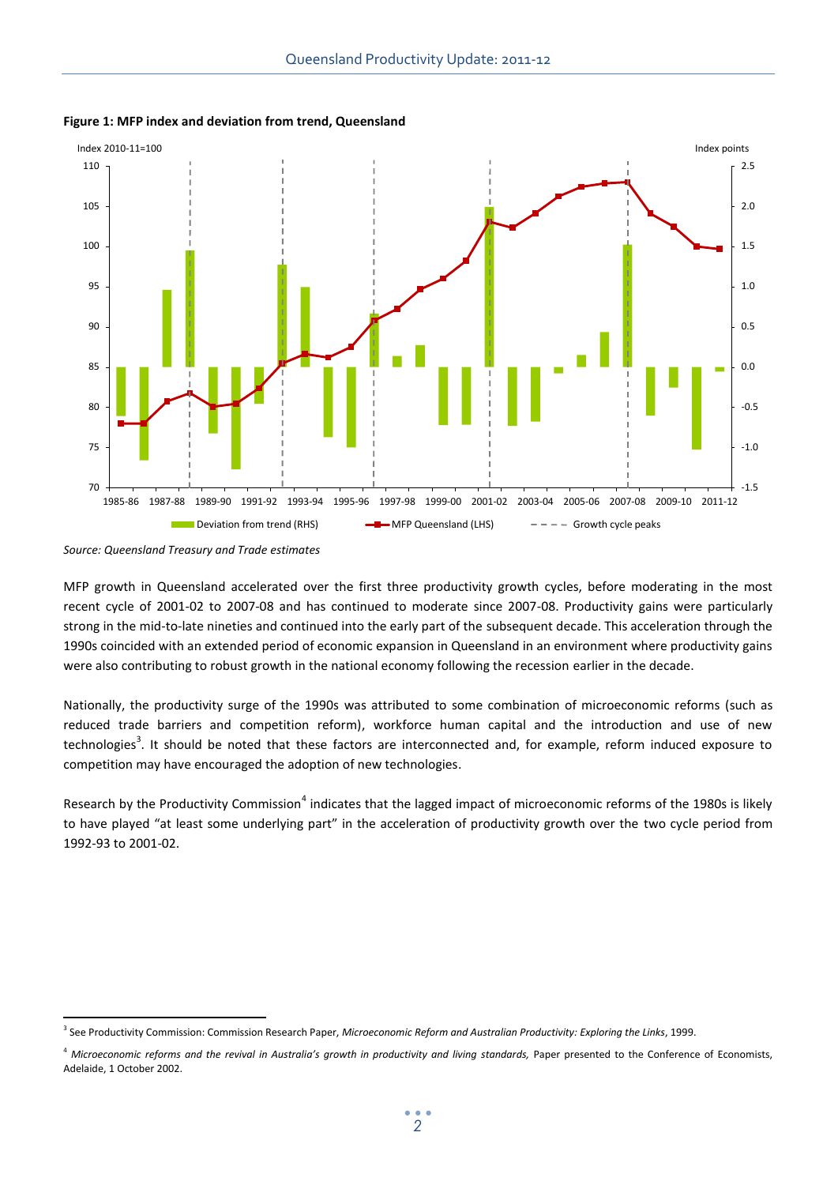**Figure 1: MFP index and deviation from trend, Queensland**

*Source: Queensland Treasury and Trade estimates*

MFP growth in Queensland accelerated over the first three productivity growth cycles, before moderating in the most recent cycle of 2001-02 to 2007-08 and has continued to moderate since 2007-08. Productivity gains were particularly strong in the mid-to-late nineties and continued into the early part of the subsequent decade. This acceleration through the 1990s coincided with an extended period of economic expansion in Queensland in an environment where productivity gains were also contributing to robust growth in the national economy following the recession earlier in the decade.

Nationally, the productivity surge of the 1990s was attributed to some combination of microeconomic reforms (such as reduced trade barriers and competition reform), workforce human capital and the introduction and use of new technologies[3]. It should be noted that these factors are interconnected and, for example, reform induced exposure to competition may have encouraged the adoption of new technologies.

Research by the Productivity Commission[4] indicates that the lagged impact of microeconomic reforms of the 1980s is likely to have played "at least some underlying part" in the acceleration of productivity growth over the two cycle period from 1992-93 to 2001-02.

---

[3] See Productivity Commission: Commission Research Paper, *Microeconomic Reform and Australian Productivity: Exploring the Links*, 1999.

[4] *Microeconomic reforms and the revival in Australia's growth in productivity and living standards,* Paper presented to the Conference of Economists, Adelaide, 1 October 2002.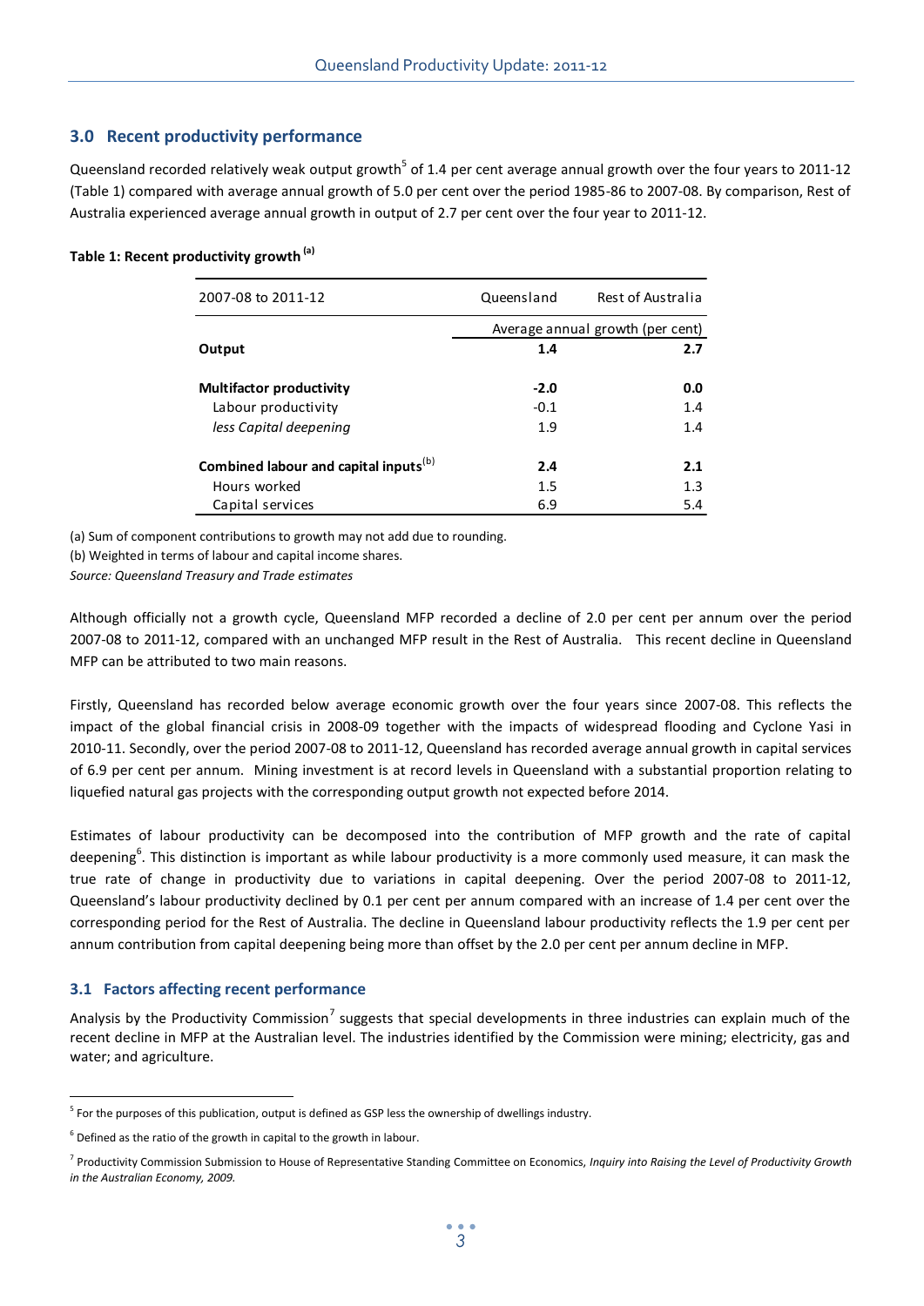## 3.0 Recent productivity performance

Queensland recorded relatively weak output growth[5] of 1.4 per cent average annual growth over the four years to 2011-12 (Table 1) compared with average annual growth of 5.0 per cent over the period 1985-86 to 2007-08. By comparison, Rest of Australia experienced average annual growth in output of 2.7 per cent over the four year to 2011-12.

**Table 1: Recent productivity growth [(a)]**

| 2007-08 to 2011-12 | Queensland | Rest of Australia |
|---|---|---|
| | Average annual growth (per cent) | |
| **Output** | **1.4** | **2.7** |
| | | |
| **Multifactor productivity** | **-2.0** | **0.0** |
| Labour productivity | -0.1 | 1.4 |
| *less Capital deepening* | 1.9 | 1.4 |
| | | |
| **Combined labour and capital inputs[(b)]** | **2.4** | **2.1** |
| Hours worked | 1.5 | 1.3 |
| Capital services | 6.9 | 5.4 |

(a) Sum of component contributions to growth may not add due to rounding.

(b) Weighted in terms of labour and capital income shares.

*Source: Queensland Treasury and Trade estimates*

Although officially not a growth cycle, Queensland MFP recorded a decline of 2.0 per cent per annum over the period 2007-08 to 2011-12, compared with an unchanged MFP result in the Rest of Australia. This recent decline in Queensland MFP can be attributed to two main reasons.

Firstly, Queensland has recorded below average economic growth over the four years since 2007-08. This reflects the impact of the global financial crisis in 2008-09 together with the impacts of widespread flooding and Cyclone Yasi in 2010-11. Secondly, over the period 2007-08 to 2011-12, Queensland has recorded average annual growth in capital services of 6.9 per cent per annum. Mining investment is at record levels in Queensland with a substantial proportion relating to liquefied natural gas projects with the corresponding output growth not expected before 2014.

Estimates of labour productivity can be decomposed into the contribution of MFP growth and the rate of capital deepening[6]. This distinction is important as while labour productivity is a more commonly used measure, it can mask the true rate of change in productivity due to variations in capital deepening. Over the period 2007-08 to 2011-12, Queensland's labour productivity declined by 0.1 per cent per annum compared with an increase of 1.4 per cent over the corresponding period for the Rest of Australia. The decline in Queensland labour productivity reflects the 1.9 per cent per annum contribution from capital deepening being more than offset by the 2.0 per cent per annum decline in MFP.

### 3.1 Factors affecting recent performance

Analysis by the Productivity Commission[7] suggests that special developments in three industries can explain much of the recent decline in MFP at the Australian level. The industries identified by the Commission were mining; electricity, gas and water; and agriculture.

---

[5] For the purposes of this publication, output is defined as GSP less the ownership of dwellings industry.

[6] Defined as the ratio of the growth in capital to the growth in labour.

[7] Productivity Commission Submission to House of Representative Standing Committee on Economics, *Inquiry into Raising the Level of Productivity Growth in the Australian Economy, 2009.*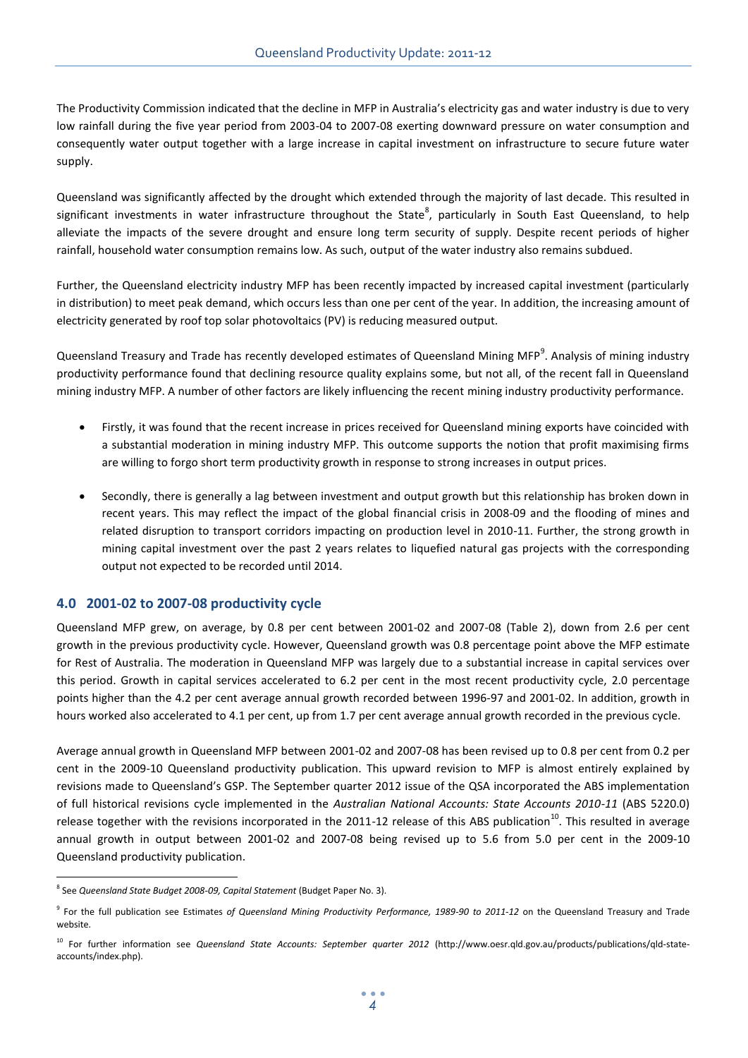The Productivity Commission indicated that the decline in MFP in Australia's electricity gas and water industry is due to very low rainfall during the five year period from 2003-04 to 2007-08 exerting downward pressure on water consumption and consequently water output together with a large increase in capital investment on infrastructure to secure future water supply.

Queensland was significantly affected by the drought which extended through the majority of last decade. This resulted in significant investments in water infrastructure throughout the State[8], particularly in South East Queensland, to help alleviate the impacts of the severe drought and ensure long term security of supply. Despite recent periods of higher rainfall, household water consumption remains low. As such, output of the water industry also remains subdued.

Further, the Queensland electricity industry MFP has been recently impacted by increased capital investment (particularly in distribution) to meet peak demand, which occurs less than one per cent of the year. In addition, the increasing amount of electricity generated by roof top solar photovoltaics (PV) is reducing measured output.

Queensland Treasury and Trade has recently developed estimates of Queensland Mining MFP[9]. Analysis of mining industry productivity performance found that declining resource quality explains some, but not all, of the recent fall in Queensland mining industry MFP. A number of other factors are likely influencing the recent mining industry productivity performance.

- Firstly, it was found that the recent increase in prices received for Queensland mining exports have coincided with a substantial moderation in mining industry MFP. This outcome supports the notion that profit maximising firms are willing to forgo short term productivity growth in response to strong increases in output prices.

- Secondly, there is generally a lag between investment and output growth but this relationship has broken down in recent years. This may reflect the impact of the global financial crisis in 2008-09 and the flooding of mines and related disruption to transport corridors impacting on production level in 2010-11. Further, the strong growth in mining capital investment over the past 2 years relates to liquefied natural gas projects with the corresponding output not expected to be recorded until 2014.

## 4.0 2001-02 to 2007-08 productivity cycle

Queensland MFP grew, on average, by 0.8 per cent between 2001-02 and 2007-08 (Table 2), down from 2.6 per cent growth in the previous productivity cycle. However, Queensland growth was 0.8 percentage point above the MFP estimate for Rest of Australia. The moderation in Queensland MFP was largely due to a substantial increase in capital services over this period. Growth in capital services accelerated to 6.2 per cent in the most recent productivity cycle, 2.0 percentage points higher than the 4.2 per cent average annual growth recorded between 1996-97 and 2001-02. In addition, growth in hours worked also accelerated to 4.1 per cent, up from 1.7 per cent average annual growth recorded in the previous cycle.

Average annual growth in Queensland MFP between 2001-02 and 2007-08 has been revised up to 0.8 per cent from 0.2 per cent in the 2009-10 Queensland productivity publication. This upward revision to MFP is almost entirely explained by revisions made to Queensland's GSP. The September quarter 2012 issue of the QSA incorporated the ABS implementation of full historical revisions cycle implemented in the *Australian National Accounts: State Accounts 2010-11* (ABS 5220.0) release together with the revisions incorporated in the 2011-12 release of this ABS publication[10]. This resulted in average annual growth in output between 2001-02 and 2007-08 being revised up to 5.6 from 5.0 per cent in the 2009-10 Queensland productivity publication.

---

[8] See *Queensland State Budget 2008-09, Capital Statement* (Budget Paper No. 3).

[9] For the full publication see Estimates *of Queensland Mining Productivity Performance, 1989-90 to 2011-12* on the Queensland Treasury and Trade website.

[10] For further information see *Queensland State Accounts: September quarter 2012* (http://www.oesr.qld.gov.au/products/publications/qld-state-accounts/index.php).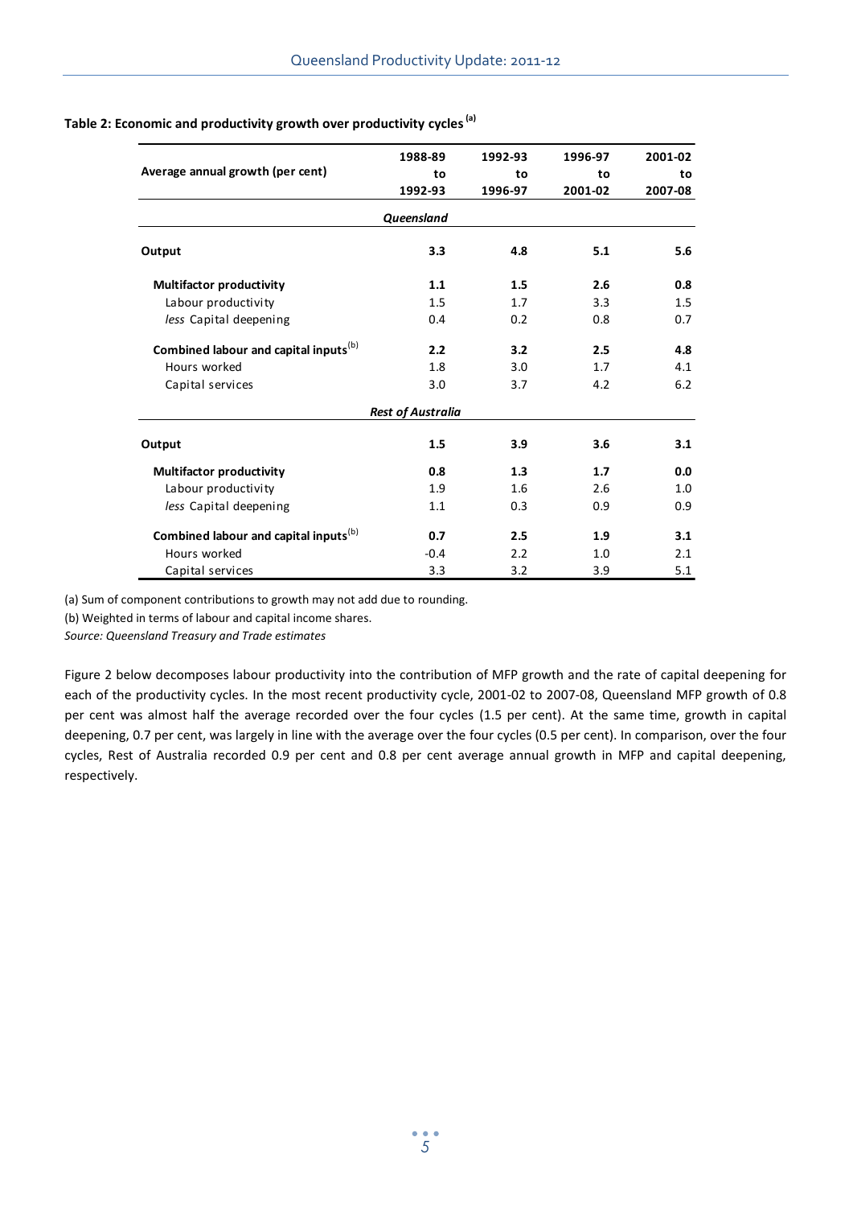**Table 2: Economic and productivity growth over productivity cycles [(a)]**

| Average annual growth (per cent) | 1988-89 to 1992-93 | 1992-93 to 1996-97 | 1996-97 to 2001-02 | 2001-02 to 2007-08 |
|---|---|---|---|---|
| ***Queensland*** | | | | |
| **Output** | **3.3** | **4.8** | **5.1** | **5.6** |
| **Multifactor productivity** | **1.1** | **1.5** | **2.6** | **0.8** |
| Labour productivity | 1.5 | 1.7 | 3.3 | 1.5 |
| *less* Capital deepening | 0.4 | 0.2 | 0.8 | 0.7 |
| **Combined labour and capital inputs** [(b)] | **2.2** | **3.2** | **2.5** | **4.8** |
| Hours worked | 1.8 | 3.0 | 1.7 | 4.1 |
| Capital services | 3.0 | 3.7 | 4.2 | 6.2 |
| ***Rest of Australia*** | | | | |
| **Output** | **1.5** | **3.9** | **3.6** | **3.1** |
| **Multifactor productivity** | **0.8** | **1.3** | **1.7** | **0.0** |
| Labour productivity | 1.9 | 1.6 | 2.6 | 1.0 |
| *less* Capital deepening | 1.1 | 0.3 | 0.9 | 0.9 |
| **Combined labour and capital inputs** [(b)] | **0.7** | **2.5** | **1.9** | **3.1** |
| Hours worked | -0.4 | 2.2 | 1.0 | 2.1 |
| Capital services | 3.3 | 3.2 | 3.9 | 5.1 |

(a) Sum of component contributions to growth may not add due to rounding.

(b) Weighted in terms of labour and capital income shares.

*Source: Queensland Treasury and Trade estimates*

Figure 2 below decomposes labour productivity into the contribution of MFP growth and the rate of capital deepening for each of the productivity cycles. In the most recent productivity cycle, 2001-02 to 2007-08, Queensland MFP growth of 0.8 per cent was almost half the average recorded over the four cycles (1.5 per cent). At the same time, growth in capital deepening, 0.7 per cent, was largely in line with the average over the four cycles (0.5 per cent). In comparison, over the four cycles, Rest of Australia recorded 0.9 per cent and 0.8 per cent average annual growth in MFP and capital deepening, respectively.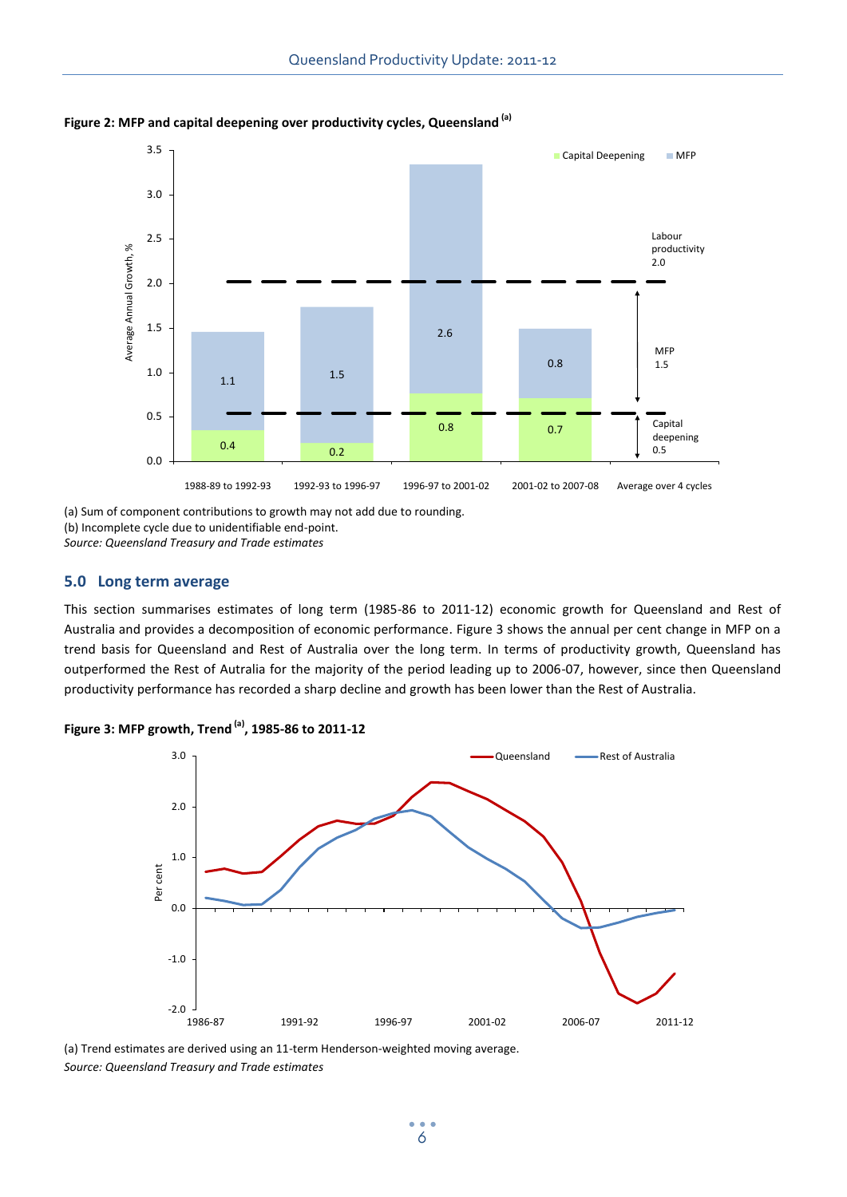**Figure 2: MFP and capital deepening over productivity cycles, Queensland [(a)]**

(a) Sum of component contributions to growth may not add due to rounding.
(b) Incomplete cycle due to unidentifiable end-point.
*Source: Queensland Treasury and Trade estimates*

## 5.0 Long term average

This section summarises estimates of long term (1985-86 to 2011-12) economic growth for Queensland and Rest of Australia and provides a decomposition of economic performance. Figure 3 shows the annual per cent change in MFP on a trend basis for Queensland and Rest of Australia over the long term. In terms of productivity growth, Queensland has outperformed the Rest of Autralia for the majority of the period leading up to 2006-07, however, since then Queensland productivity performance has recorded a sharp decline and growth has been lower than the Rest of Australia.

**Figure 3: MFP growth, Trend [(a)], 1985-86 to 2011-12**

(a) Trend estimates are derived using an 11-term Henderson-weighted moving average.
*Source: Queensland Treasury and Trade estimates*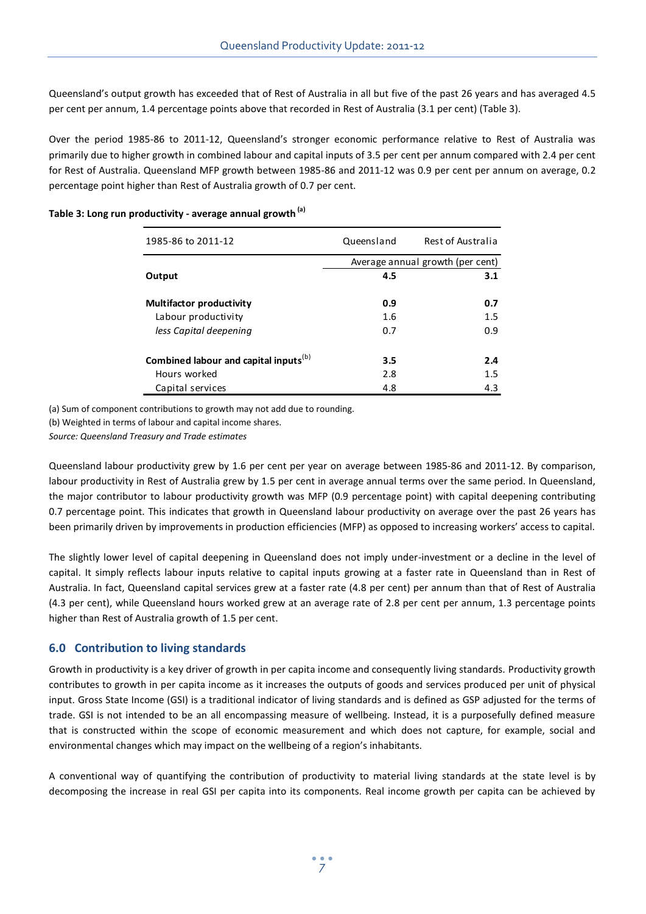Queensland's output growth has exceeded that of Rest of Australia in all but five of the past 26 years and has averaged 4.5 per cent per annum, 1.4 percentage points above that recorded in Rest of Australia (3.1 per cent) (Table 3).

Over the period 1985-86 to 2011-12, Queensland's stronger economic performance relative to Rest of Australia was primarily due to higher growth in combined labour and capital inputs of 3.5 per cent per annum compared with 2.4 per cent for Rest of Australia. Queensland MFP growth between 1985-86 and 2011-12 was 0.9 per cent per annum on average, 0.2 percentage point higher than Rest of Australia growth of 0.7 per cent.

**Table 3: Long run productivity - average annual growth [(a)]**

| 1985-86 to 2011-12 | Queensland | Rest of Australia |
|---|---|---|
| | Average annual growth (per cent) | |
| **Output** | **4.5** | **3.1** |
| **Multifactor productivity** | **0.9** | **0.7** |
| Labour productivity | 1.6 | 1.5 |
| *less Capital deepening* | 0.7 | 0.9 |
| **Combined labour and capital inputs** [(b)] | **3.5** | **2.4** |
| Hours worked | 2.8 | 1.5 |
| Capital services | 4.8 | 4.3 |

(a) Sum of component contributions to growth may not add due to rounding.

(b) Weighted in terms of labour and capital income shares.

*Source: Queensland Treasury and Trade estimates*

Queensland labour productivity grew by 1.6 per cent per year on average between 1985-86 and 2011-12. By comparison, labour productivity in Rest of Australia grew by 1.5 per cent in average annual terms over the same period. In Queensland, the major contributor to labour productivity growth was MFP (0.9 percentage point) with capital deepening contributing 0.7 percentage point. This indicates that growth in Queensland labour productivity on average over the past 26 years has been primarily driven by improvements in production efficiencies (MFP) as opposed to increasing workers' access to capital.

The slightly lower level of capital deepening in Queensland does not imply under-investment or a decline in the level of capital. It simply reflects labour inputs relative to capital inputs growing at a faster rate in Queensland than in Rest of Australia. In fact, Queensland capital services grew at a faster rate (4.8 per cent) per annum than that of Rest of Australia (4.3 per cent), while Queensland hours worked grew at an average rate of 2.8 per cent per annum, 1.3 percentage points higher than Rest of Australia growth of 1.5 per cent.

## 6.0 Contribution to living standards

Growth in productivity is a key driver of growth in per capita income and consequently living standards. Productivity growth contributes to growth in per capita income as it increases the outputs of goods and services produced per unit of physical input. Gross State Income (GSI) is a traditional indicator of living standards and is defined as GSP adjusted for the terms of trade. GSI is not intended to be an all encompassing measure of wellbeing. Instead, it is a purposefully defined measure that is constructed within the scope of economic measurement and which does not capture, for example, social and environmental changes which may impact on the wellbeing of a region's inhabitants.

A conventional way of quantifying the contribution of productivity to material living standards at the state level is by decomposing the increase in real GSI per capita into its components. Real income growth per capita can be achieved by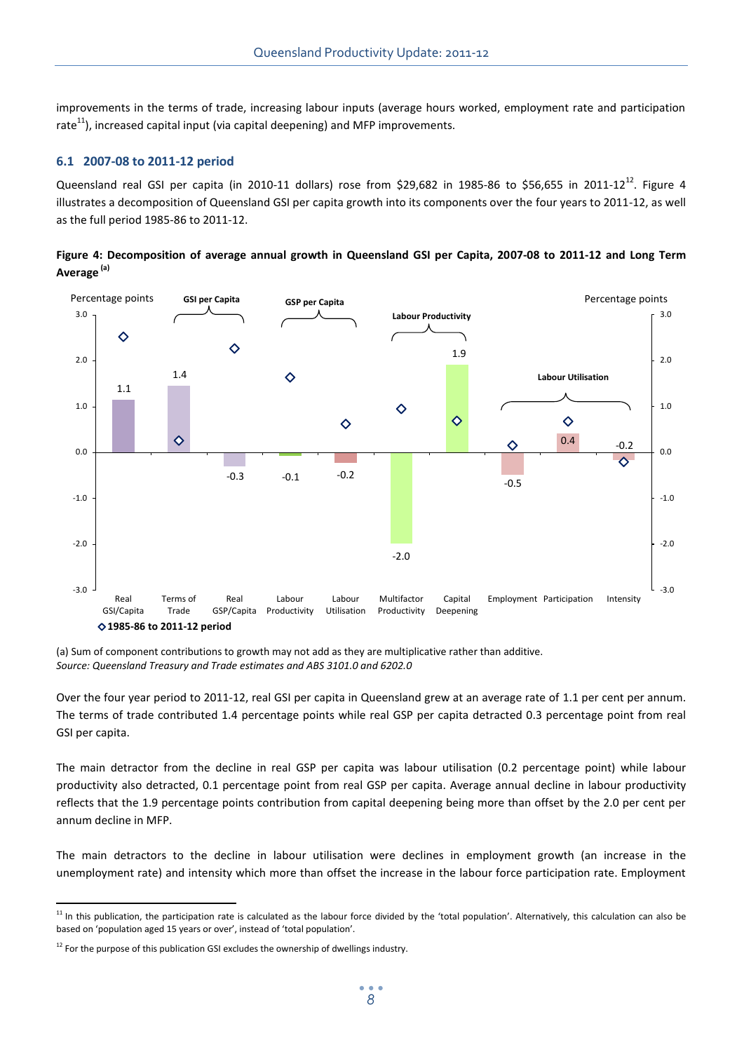improvements in the terms of trade, increasing labour inputs (average hours worked, employment rate and participation rate[11]), increased capital input (via capital deepening) and MFP improvements.

### 6.1 2007-08 to 2011-12 period

Queensland real GSI per capita (in 2010-11 dollars) rose from $29,682 in 1985-86 to $56,655 in 2011-12[12]. Figure 4 illustrates a decomposition of Queensland GSI per capita growth into its components over the four years to 2011-12, as well as the full period 1985-86 to 2011-12.

**Figure 4: Decomposition of average annual growth in Queensland GSI per Capita, 2007-08 to 2011-12 and Long Term Average (a)**

| Component | Group | 2007-08 to 2011-12 (percentage points) |
|---|---|---|
| Real GSI/Capita | | 1.1 |
| Terms of Trade | GSI per Capita | 1.4 |
| Real GSP/Capita | GSI per Capita | -0.3 |
| Labour Productivity | GSP per Capita | -0.1 |
| Labour Utilisation | GSP per Capita | -0.2 |
| Multifactor Productivity | Labour Productivity | -2.0 |
| Capital Deepening | Labour Productivity | 1.9 |
| Employment | Labour Utilisation | -0.5 |
| Participation | Labour Utilisation | 0.4 |
| Intensity | Labour Utilisation | -0.2 |

◇ 1985-86 to 2011-12 period

(a) Sum of component contributions to growth may not add as they are multiplicative rather than additive.
*Source: Queensland Treasury and Trade estimates and ABS 3101.0 and 6202.0*

Over the four year period to 2011-12, real GSI per capita in Queensland grew at an average rate of 1.1 per cent per annum. The terms of trade contributed 1.4 percentage points while real GSP per capita detracted 0.3 percentage point from real GSI per capita.

The main detractor from the decline in real GSP per capita was labour utilisation (0.2 percentage point) while labour productivity also detracted, 0.1 percentage point from real GSP per capita. Average annual decline in labour productivity reflects that the 1.9 percentage points contribution from capital deepening being more than offset by the 2.0 per cent per annum decline in MFP.

The main detractors to the decline in labour utilisation were declines in employment growth (an increase in the unemployment rate) and intensity which more than offset the increase in the labour force participation rate. Employment

[11] In this publication, the participation rate is calculated as the labour force divided by the 'total population'. Alternatively, this calculation can also be based on 'population aged 15 years or over', instead of 'total population'.

[12] For the purpose of this publication GSI excludes the ownership of dwellings industry.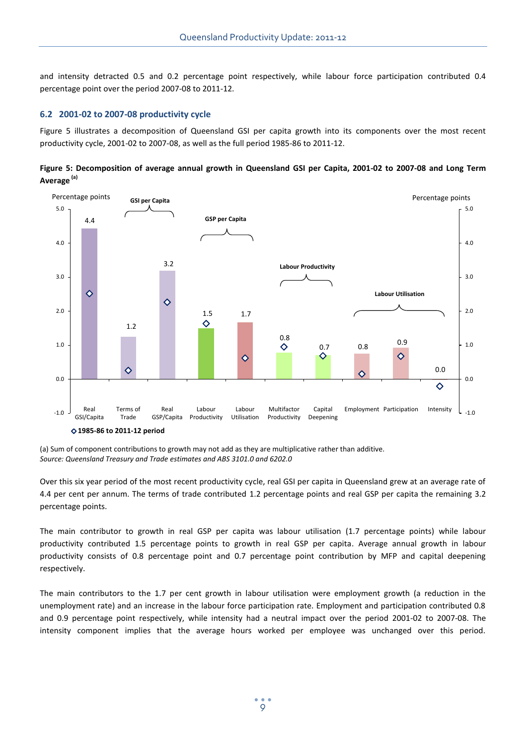and intensity detracted 0.5 and 0.2 percentage point respectively, while labour force participation contributed 0.4 percentage point over the period 2007-08 to 2011-12.

### 6.2 2001-02 to 2007-08 productivity cycle

Figure 5 illustrates a decomposition of Queensland GSI per capita growth into its components over the most recent productivity cycle, 2001-02 to 2007-08, as well as the full period 1985-86 to 2011-12.

**Figure 5: Decomposition of average annual growth in Queensland GSI per Capita, 2001-02 to 2007-08 and Long Term Average [(a)]**

(a) Sum of component contributions to growth may not add as they are multiplicative rather than additive.
*Source: Queensland Treasury and Trade estimates and ABS 3101.0 and 6202.0*

Over this six year period of the most recent productivity cycle, real GSI per capita in Queensland grew at an average rate of 4.4 per cent per annum. The terms of trade contributed 1.2 percentage points and real GSP per capita the remaining 3.2 percentage points.

The main contributor to growth in real GSP per capita was labour utilisation (1.7 percentage points) while labour productivity contributed 1.5 percentage points to growth in real GSP per capita. Average annual growth in labour productivity consists of 0.8 percentage point and 0.7 percentage point contribution by MFP and capital deepening respectively.

The main contributors to the 1.7 per cent growth in labour utilisation were employment growth (a reduction in the unemployment rate) and an increase in the labour force participation rate. Employment and participation contributed 0.8 and 0.9 percentage point respectively, while intensity had a neutral impact over the period 2001-02 to 2007-08. The intensity component implies that the average hours worked per employee was unchanged over this period.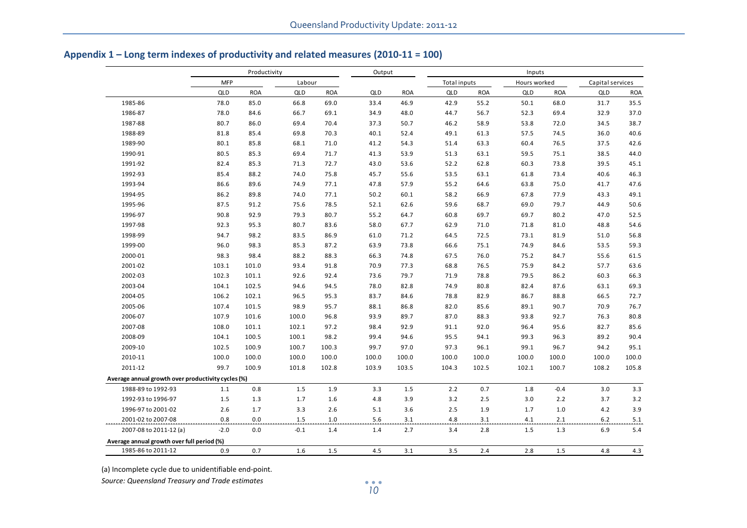## Appendix 1 – Long term indexes of productivity and related measures (2010-11 = 100)

| | Productivity | | | | Output | | Inputs | | | | | |
|---|---|---|---|---|---|---|---|---|---|---|---|---|
| | MFP | | Labour | | | | Total inputs | | Hours worked | | Capital services | |
| | QLD | ROA | QLD | ROA | QLD | ROA | QLD | ROA | QLD | ROA | QLD | ROA |
| 1985-86 | 78.0 | 85.0 | 66.8 | 69.0 | 33.4 | 46.9 | 42.9 | 55.2 | 50.1 | 68.0 | 31.7 | 35.5 |
| 1986-87 | 78.0 | 84.6 | 66.7 | 69.1 | 34.9 | 48.0 | 44.7 | 56.7 | 52.3 | 69.4 | 32.9 | 37.0 |
| 1987-88 | 80.7 | 86.0 | 69.4 | 70.4 | 37.3 | 50.7 | 46.2 | 58.9 | 53.8 | 72.0 | 34.5 | 38.7 |
| 1988-89 | 81.8 | 85.4 | 69.8 | 70.3 | 40.1 | 52.4 | 49.1 | 61.3 | 57.5 | 74.5 | 36.0 | 40.6 |
| 1989-90 | 80.1 | 85.8 | 68.1 | 71.0 | 41.2 | 54.3 | 51.4 | 63.3 | 60.4 | 76.5 | 37.5 | 42.6 |
| 1990-91 | 80.5 | 85.3 | 69.4 | 71.7 | 41.3 | 53.9 | 51.3 | 63.1 | 59.5 | 75.1 | 38.5 | 44.0 |
| 1991-92 | 82.4 | 85.3 | 71.3 | 72.7 | 43.0 | 53.6 | 52.2 | 62.8 | 60.3 | 73.8 | 39.5 | 45.1 |
| 1992-93 | 85.4 | 88.2 | 74.0 | 75.8 | 45.7 | 55.6 | 53.5 | 63.1 | 61.8 | 73.4 | 40.6 | 46.3 |
| 1993-94 | 86.6 | 89.6 | 74.9 | 77.1 | 47.8 | 57.9 | 55.2 | 64.6 | 63.8 | 75.0 | 41.7 | 47.6 |
| 1994-95 | 86.2 | 89.8 | 74.0 | 77.1 | 50.2 | 60.1 | 58.2 | 66.9 | 67.8 | 77.9 | 43.3 | 49.1 |
| 1995-96 | 87.5 | 91.2 | 75.6 | 78.5 | 52.1 | 62.6 | 59.6 | 68.7 | 69.0 | 79.7 | 44.9 | 50.6 |
| 1996-97 | 90.8 | 92.9 | 79.3 | 80.7 | 55.2 | 64.7 | 60.8 | 69.7 | 69.7 | 80.2 | 47.0 | 52.5 |
| 1997-98 | 92.3 | 95.3 | 80.7 | 83.6 | 58.0 | 67.7 | 62.9 | 71.0 | 71.8 | 81.0 | 48.8 | 54.6 |
| 1998-99 | 94.7 | 98.2 | 83.5 | 86.9 | 61.0 | 71.2 | 64.5 | 72.5 | 73.1 | 81.9 | 51.0 | 56.8 |
| 1999-00 | 96.0 | 98.3 | 85.3 | 87.2 | 63.9 | 73.8 | 66.6 | 75.1 | 74.9 | 84.6 | 53.5 | 59.3 |
| 2000-01 | 98.3 | 98.4 | 88.2 | 88.3 | 66.3 | 74.8 | 67.5 | 76.0 | 75.2 | 84.7 | 55.6 | 61.5 |
| 2001-02 | 103.1 | 101.0 | 93.4 | 91.8 | 70.9 | 77.3 | 68.8 | 76.5 | 75.9 | 84.2 | 57.7 | 63.6 |
| 2002-03 | 102.3 | 101.1 | 92.6 | 92.4 | 73.6 | 79.7 | 71.9 | 78.8 | 79.5 | 86.2 | 60.3 | 66.3 |
| 2003-04 | 104.1 | 102.5 | 94.6 | 94.5 | 78.0 | 82.8 | 74.9 | 80.8 | 82.4 | 87.6 | 63.1 | 69.3 |
| 2004-05 | 106.2 | 102.1 | 96.5 | 95.3 | 83.7 | 84.6 | 78.8 | 82.9 | 86.7 | 88.8 | 66.5 | 72.7 |
| 2005-06 | 107.4 | 101.5 | 98.9 | 95.7 | 88.1 | 86.8 | 82.0 | 85.6 | 89.1 | 90.7 | 70.9 | 76.7 |
| 2006-07 | 107.9 | 101.6 | 100.0 | 96.8 | 93.9 | 89.7 | 87.0 | 88.3 | 93.8 | 92.7 | 76.3 | 80.8 |
| 2007-08 | 108.0 | 101.1 | 102.1 | 97.2 | 98.4 | 92.9 | 91.1 | 92.0 | 96.4 | 95.6 | 82.7 | 85.6 |
| 2008-09 | 104.1 | 100.5 | 100.1 | 98.2 | 99.4 | 94.6 | 95.5 | 94.1 | 99.3 | 96.3 | 89.2 | 90.4 |
| 2009-10 | 102.5 | 100.9 | 100.7 | 100.3 | 99.7 | 97.0 | 97.3 | 96.1 | 99.1 | 96.7 | 94.2 | 95.1 |
| 2010-11 | 100.0 | 100.0 | 100.0 | 100.0 | 100.0 | 100.0 | 100.0 | 100.0 | 100.0 | 100.0 | 100.0 | 100.0 |
| 2011-12 | 99.7 | 100.9 | 101.8 | 102.8 | 103.9 | 103.5 | 104.3 | 102.5 | 102.1 | 100.7 | 108.2 | 105.8 |
| **Average annual growth over productivity cycles (%)** | | | | | | | | | | | | |
| 1988-89 to 1992-93 | 1.1 | 0.8 | 1.5 | 1.9 | 3.3 | 1.5 | 2.2 | 0.7 | 1.8 | -0.4 | 3.0 | 3.3 |
| 1992-93 to 1996-97 | 1.5 | 1.3 | 1.7 | 1.6 | 4.8 | 3.9 | 3.2 | 2.5 | 3.0 | 2.2 | 3.7 | 3.2 |
| 1996-97 to 2001-02 | 2.6 | 1.7 | 3.3 | 2.6 | 5.1 | 3.6 | 2.5 | 1.9 | 1.7 | 1.0 | 4.2 | 3.9 |
| 2001-02 to 2007-08 | 0.8 | 0.0 | 1.5 | 1.0 | 5.6 | 3.1 | 4.8 | 3.1 | 4.1 | 2.1 | 6.2 | 5.1 |
| 2007-08 to 2011-12 (a) | -2.0 | 0.0 | -0.1 | 1.4 | 1.4 | 2.7 | 3.4 | 2.8 | 1.5 | 1.3 | 6.9 | 5.4 |
| **Average annual growth over full period (%)** | | | | | | | | | | | | |
| 1985-86 to 2011-12 | 0.9 | 0.7 | 1.6 | 1.5 | 4.5 | 3.1 | 3.5 | 2.4 | 2.8 | 1.5 | 4.8 | 4.3 |

(a) Incomplete cycle due to unidentifiable end-point.

*Source: Queensland Treasury and Trade estimates*